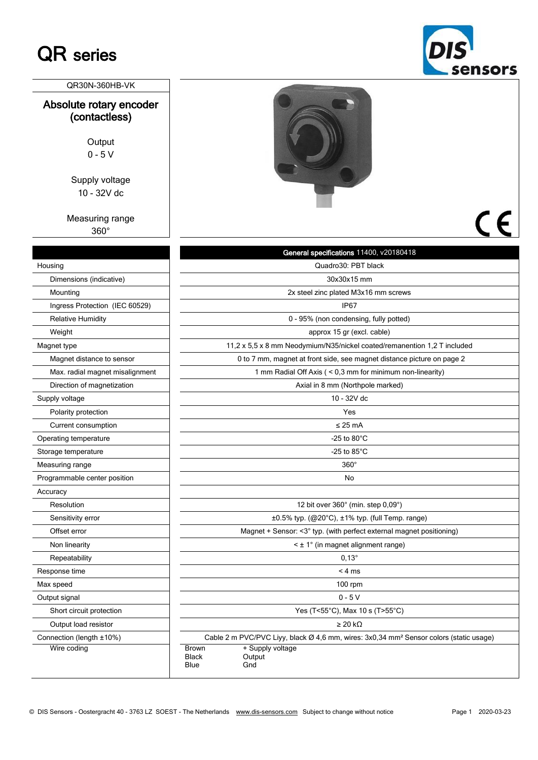# QR series

DIS sensors

QR30N-360HB-VK

## Absolute rotary encoder (contactless)

Output
0 - 5 V

Supply voltage
10 - 32V dc

Measuring range
360°

CE

| | **General specifications** 11400, v20180418 |
|---|---|
| Housing | Quadro30: PBT black |
| Dimensions (indicative) | 30x30x15 mm |
| Mounting | 2x steel zinc plated M3x16 mm screws |
| Ingress Protection (IEC 60529) | IP67 |
| Relative Humidity | 0 - 95% (non condensing, fully potted) |
| Weight | approx 15 gr (excl. cable) |
| Magnet type | 11,2 x 5,5 x 8 mm Neodymium/N35/nickel coated/remanention 1,2 T included |
| Magnet distance to sensor | 0 to 7 mm, magnet at front side, see magnet distance picture on page 2 |
| Max. radial magnet misalignment | 1 mm Radial Off Axis ( < 0,3 mm for minimum non-linearity) |
| Direction of magnetization | Axial in 8 mm (Northpole marked) |
| Supply voltage | 10 - 32V dc |
| Polarity protection | Yes |
| Current consumption | ≤ 25 mA |
| Operating temperature | -25 to 80°C |
| Storage temperature | -25 to 85°C |
| Measuring range | 360° |
| Programmable center position | No |
| Accuracy | |
| Resolution | 12 bit over 360° (min. step 0,09°) |
| Sensitivity error | ±0.5% typ. (@20°C), ±1% typ. (full Temp. range) |
| Offset error | Magnet + Sensor: <3° typ. (with perfect external magnet positioning) |
| Non linearity | < ± 1° (in magnet alignment range) |
| Repeatability | 0,13° |
| Response time | < 4 ms |
| Max speed | 100 rpm |
| Output signal | 0 - 5 V |
| Short circuit protection | Yes (T<55°C), Max 10 s (T>55°C) |
| Output load resistor | ≥ 20 kΩ |
| Connection (length ±10%) | Cable 2 m PVC/PVC Liyy, black Ø 4,6 mm, wires: 3x0,34 mm² Sensor colors (static usage) |
| Wire coding | Brown: + Supply voltage<br>Black: Output<br>Blue: Gnd |

© DIS Sensors - Oostergracht 40 - 3763 LZ SOEST - The Netherlands www.dis-sensors.com Subject to change without notice 2020-03-23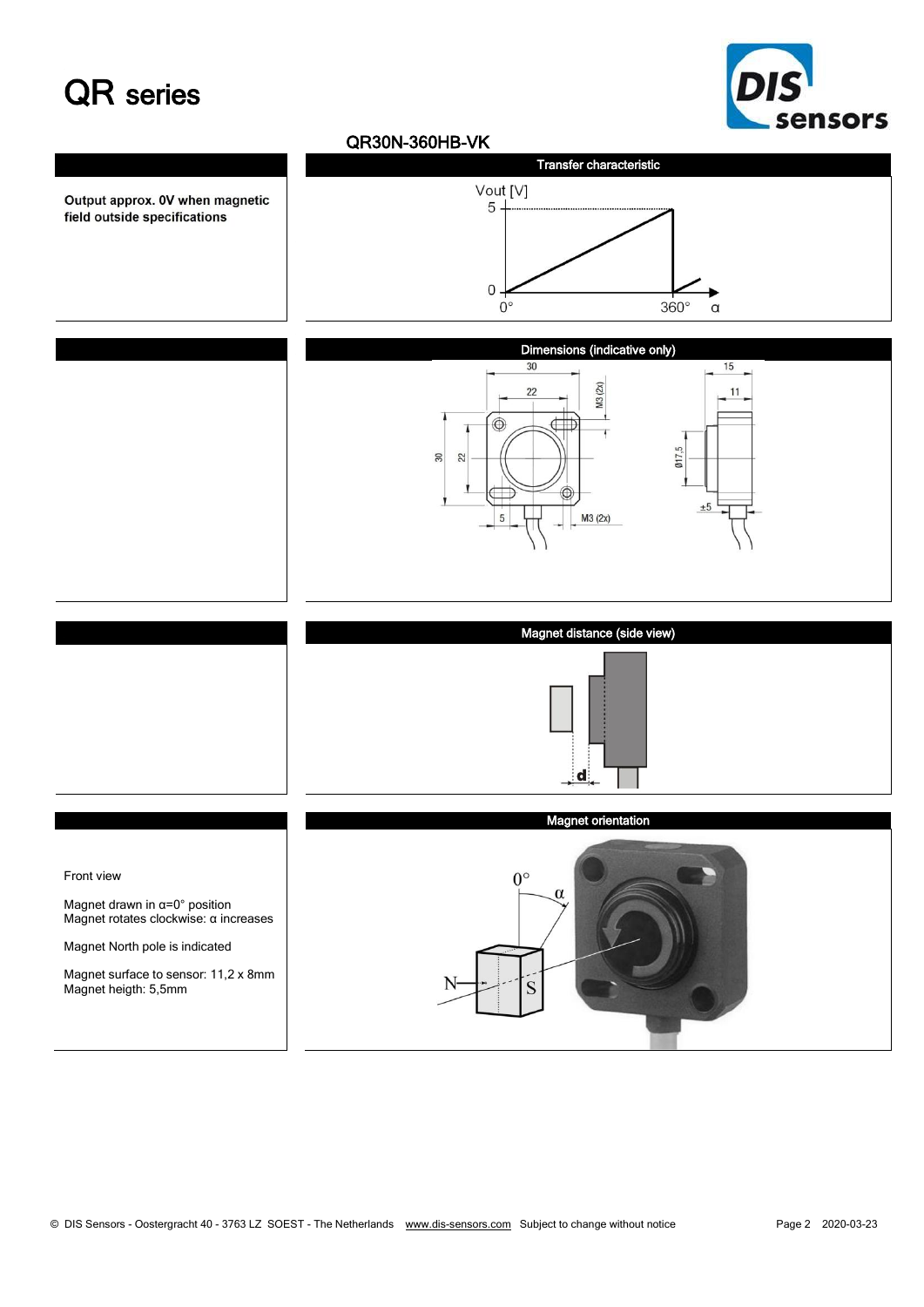# QR series

## QR30N-360HB-VK

### Transfer characteristic

**Output approx. 0V when magnetic field outside specifications**

Vout [V]
5
0
0°
360°
α

### Dimensions (indicative only)

30
22
M3 (2x)
15
11
30
22
Ø17,5
5
M3 (2x)
±5

### Magnet distance (side view)

d

### Magnet orientation

Front view

Magnet drawn in α=0° position
Magnet rotates clockwise: α increases

Magnet North pole is indicated

Magnet surface to sensor: 11,2 x 8mm
Magnet heigth: 5,5mm

0°
α
N
S

© DIS Sensors - Oostergracht 40 - 3763 LZ SOEST - The Netherlands www.dis-sensors.com Subject to change without notice 2020-03-23